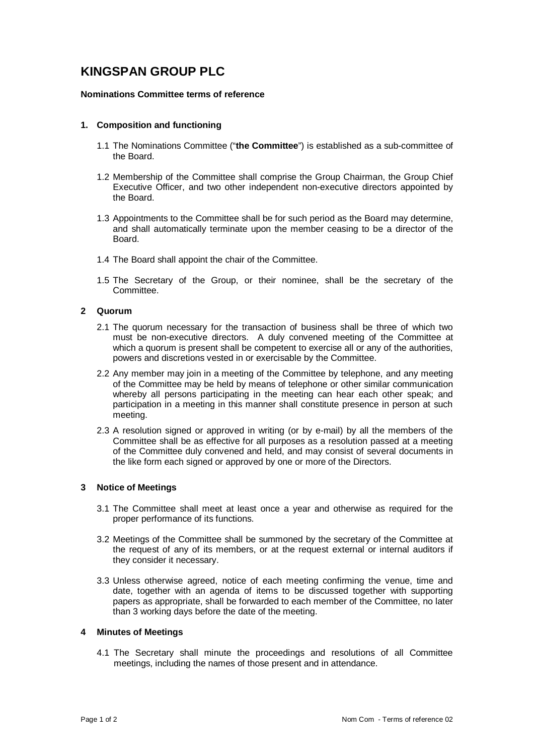# KINGSPAN GROUP PLC

**Nominations Committee terms of reference**

## 1. Composition and functioning

1.1 The Nominations Committee ("**the Committee**") is established as a sub-committee of the Board.

1.2 Membership of the Committee shall comprise the Group Chairman, the Group Chief Executive Officer, and two other independent non-executive directors appointed by the Board.

1.3 Appointments to the Committee shall be for such period as the Board may determine, and shall automatically terminate upon the member ceasing to be a director of the Board.

1.4 The Board shall appoint the chair of the Committee.

1.5 The Secretary of the Group, or their nominee, shall be the secretary of the Committee.

## 2 Quorum

2.1 The quorum necessary for the transaction of business shall be three of which two must be non-executive directors. A duly convened meeting of the Committee at which a quorum is present shall be competent to exercise all or any of the authorities, powers and discretions vested in or exercisable by the Committee.

2.2 Any member may join in a meeting of the Committee by telephone, and any meeting of the Committee may be held by means of telephone or other similar communication whereby all persons participating in the meeting can hear each other speak; and participation in a meeting in this manner shall constitute presence in person at such meeting.

2.3 A resolution signed or approved in writing (or by e-mail) by all the members of the Committee shall be as effective for all purposes as a resolution passed at a meeting of the Committee duly convened and held, and may consist of several documents in the like form each signed or approved by one or more of the Directors.

## 3 Notice of Meetings

3.1 The Committee shall meet at least once a year and otherwise as required for the proper performance of its functions.

3.2 Meetings of the Committee shall be summoned by the secretary of the Committee at the request of any of its members, or at the request external or internal auditors if they consider it necessary.

3.3 Unless otherwise agreed, notice of each meeting confirming the venue, time and date, together with an agenda of items to be discussed together with supporting papers as appropriate, shall be forwarded to each member of the Committee, no later than 3 working days before the date of the meeting.

## 4 Minutes of Meetings

4.1 The Secretary shall minute the proceedings and resolutions of all Committee meetings, including the names of those present and in attendance.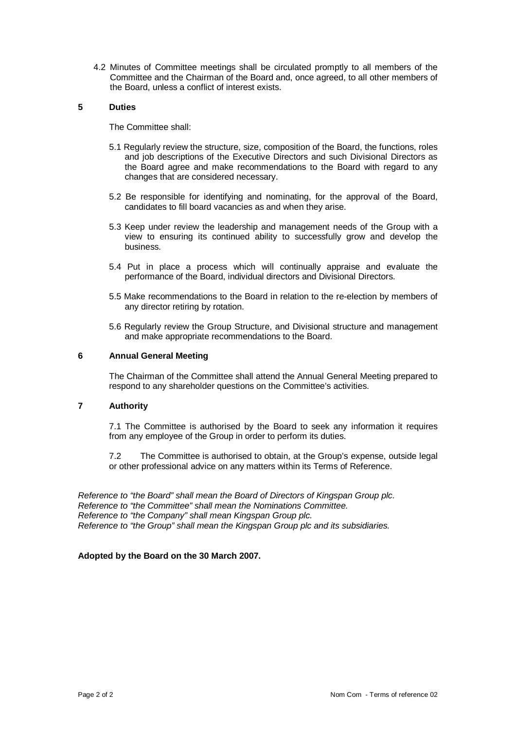4.2 Minutes of Committee meetings shall be circulated promptly to all members of the Committee and the Chairman of the Board and, once agreed, to all other members of the Board, unless a conflict of interest exists.

## 5 Duties

The Committee shall:

5.1 Regularly review the structure, size, composition of the Board, the functions, roles and job descriptions of the Executive Directors and such Divisional Directors as the Board agree and make recommendations to the Board with regard to any changes that are considered necessary.

5.2 Be responsible for identifying and nominating, for the approval of the Board, candidates to fill board vacancies as and when they arise.

5.3 Keep under review the leadership and management needs of the Group with a view to ensuring its continued ability to successfully grow and develop the business.

5.4 Put in place a process which will continually appraise and evaluate the performance of the Board, individual directors and Divisional Directors.

5.5 Make recommendations to the Board in relation to the re-election by members of any director retiring by rotation.

5.6 Regularly review the Group Structure, and Divisional structure and management and make appropriate recommendations to the Board.

## 6 Annual General Meeting

The Chairman of the Committee shall attend the Annual General Meeting prepared to respond to any shareholder questions on the Committee's activities.

## 7 Authority

7.1 The Committee is authorised by the Board to seek any information it requires from any employee of the Group in order to perform its duties.

7.2 The Committee is authorised to obtain, at the Group's expense, outside legal or other professional advice on any matters within its Terms of Reference.

*Reference to "the Board" shall mean the Board of Directors of Kingspan Group plc.*
*Reference to "the Committee" shall mean the Nominations Committee.*
*Reference to "the Company" shall mean Kingspan Group plc.*
*Reference to "the Group" shall mean the Kingspan Group plc and its subsidiaries.*

**Adopted by the Board on the 30 March 2007.**